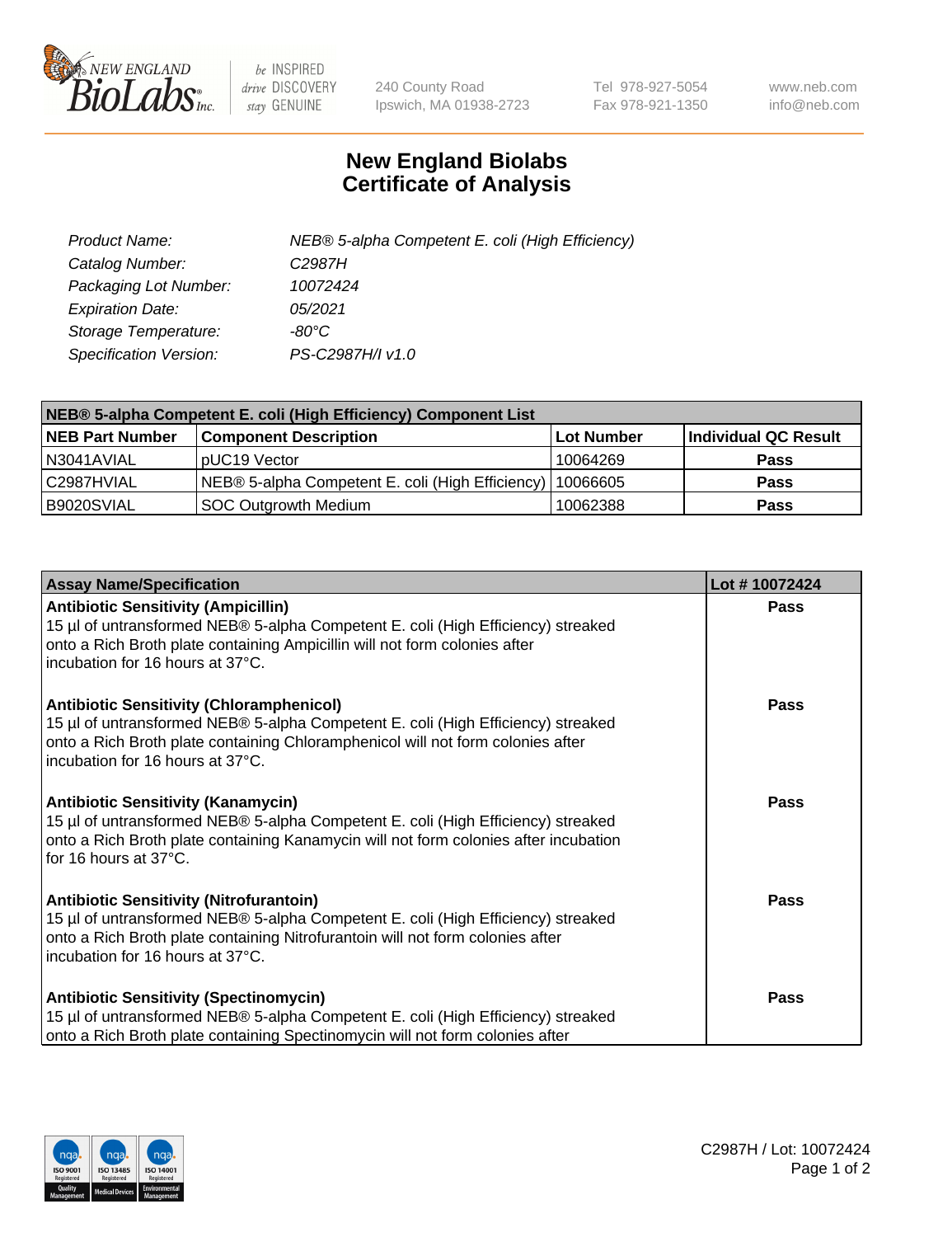# New England Biolabs
# Certificate of Analysis

| | |
|---|---|
| *Product Name:* | *NEB® 5-alpha Competent E. coli (High Efficiency)* |
| *Catalog Number:* | *C2987H* |
| *Packaging Lot Number:* | *10072424* |
| *Expiration Date:* | *05/2021* |
| *Storage Temperature:* | *-80°C* |
| *Specification Version:* | *PS-C2987H/I v1.0* |

| NEB® 5-alpha Competent E. coli (High Efficiency) Component List | | | |
|---|---|---|---|
| **NEB Part Number** | **Component Description** | **Lot Number** | **Individual QC Result** |
| N3041AVIAL | pUC19 Vector | 10064269 | **Pass** |
| C2987HVIAL | NEB® 5-alpha Competent E. coli (High Efficiency) | 10066605 | **Pass** |
| B9020SVIAL | SOC Outgrowth Medium | 10062388 | **Pass** |

| Assay Name/Specification | Lot # 10072424 |
|---|---|
| **Antibiotic Sensitivity (Ampicillin)** 15 µl of untransformed NEB® 5-alpha Competent E. coli (High Efficiency) streaked onto a Rich Broth plate containing Ampicillin will not form colonies after incubation for 16 hours at 37°C. | **Pass** |
| **Antibiotic Sensitivity (Chloramphenicol)** 15 µl of untransformed NEB® 5-alpha Competent E. coli (High Efficiency) streaked onto a Rich Broth plate containing Chloramphenicol will not form colonies after incubation for 16 hours at 37°C. | **Pass** |
| **Antibiotic Sensitivity (Kanamycin)** 15 µl of untransformed NEB® 5-alpha Competent E. coli (High Efficiency) streaked onto a Rich Broth plate containing Kanamycin will not form colonies after incubation for 16 hours at 37°C. | **Pass** |
| **Antibiotic Sensitivity (Nitrofurantoin)** 15 µl of untransformed NEB® 5-alpha Competent E. coli (High Efficiency) streaked onto a Rich Broth plate containing Nitrofurantoin will not form colonies after incubation for 16 hours at 37°C. | **Pass** |
| **Antibiotic Sensitivity (Spectinomycin)** 15 µl of untransformed NEB® 5-alpha Competent E. coli (High Efficiency) streaked onto a Rich Broth plate containing Spectinomycin will not form colonies after | **Pass** |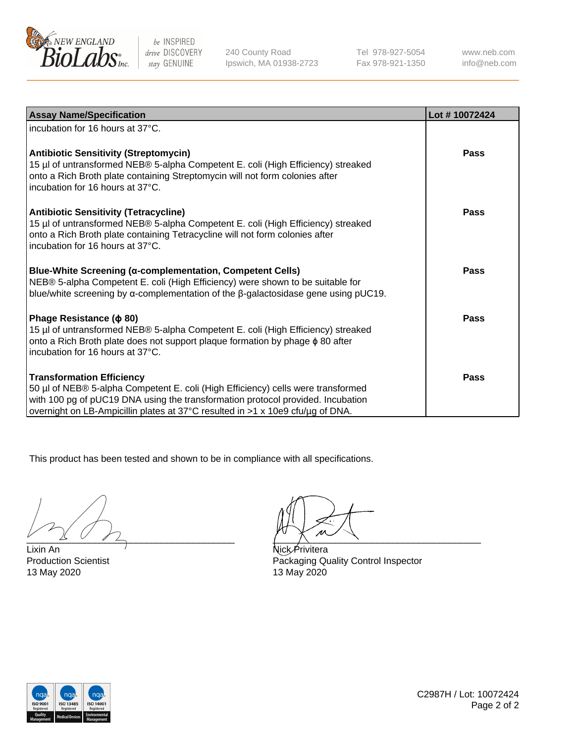| Assay Name/Specification | Lot # 10072424 |
| --- | --- |
| incubation for 16 hours at 37°C. | |
| **Antibiotic Sensitivity (Streptomycin)**<br>15 µl of untransformed NEB® 5-alpha Competent E. coli (High Efficiency) streaked onto a Rich Broth plate containing Streptomycin will not form colonies after incubation for 16 hours at 37°C. | Pass |
| **Antibiotic Sensitivity (Tetracycline)**<br>15 µl of untransformed NEB® 5-alpha Competent E. coli (High Efficiency) streaked onto a Rich Broth plate containing Tetracycline will not form colonies after incubation for 16 hours at 37°C. | Pass |
| **Blue-White Screening (α-complementation, Competent Cells)**<br>NEB® 5-alpha Competent E. coli (High Efficiency) were shown to be suitable for blue/white screening by α-complementation of the β-galactosidase gene using pUC19. | Pass |
| **Phage Resistance (ϕ 80)**<br>15 µl of untransformed NEB® 5-alpha Competent E. coli (High Efficiency) streaked onto a Rich Broth plate does not support plaque formation by phage ϕ 80 after incubation for 16 hours at 37°C. | Pass |
| **Transformation Efficiency**<br>50 µl of NEB® 5-alpha Competent E. coli (High Efficiency) cells were transformed with 100 pg of pUC19 DNA using the transformation protocol provided. Incubation overnight on LB-Ampicillin plates at 37°C resulted in >1 x 10e9 cfu/µg of DNA. | Pass |

This product has been tested and shown to be in compliance with all specifications.

Lixin An
Production Scientist
13 May 2020

Nick Privitera
Packaging Quality Control Inspector
13 May 2020

C2987H / Lot: 10072424